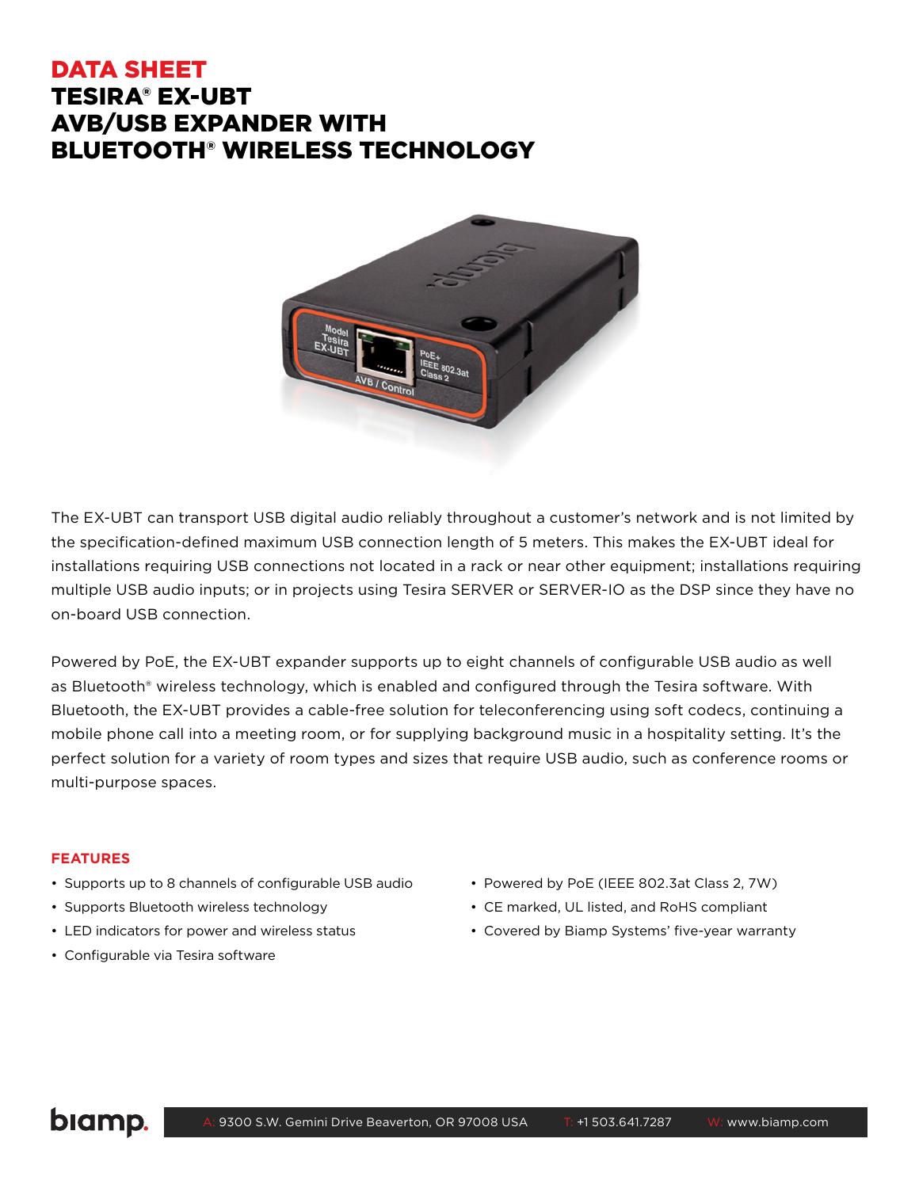# DATA SHEET
# TESIRA® EX-UBT AVB/USB EXPANDER WITH BLUETOOTH® WIRELESS TECHNOLOGY

The EX-UBT can transport USB digital audio reliably throughout a customer's network and is not limited by the specification-defined maximum USB connection length of 5 meters. This makes the EX-UBT ideal for installations requiring USB connections not located in a rack or near other equipment; installations requiring multiple USB audio inputs; or in projects using Tesira SERVER or SERVER-IO as the DSP since they have no on-board USB connection.

Powered by PoE, the EX-UBT expander supports up to eight channels of configurable USB audio as well as Bluetooth® wireless technology, which is enabled and configured through the Tesira software. With Bluetooth, the EX-UBT provides a cable-free solution for teleconferencing using soft codecs, continuing a mobile phone call into a meeting room, or for supplying background music in a hospitality setting. It's the perfect solution for a variety of room types and sizes that require USB audio, such as conference rooms or multi-purpose spaces.

## FEATURES

- Supports up to 8 channels of configurable USB audio
- Supports Bluetooth wireless technology
- LED indicators for power and wireless status
- Configurable via Tesira software
- Powered by PoE (IEEE 802.3at Class 2, 7W)
- CE marked, UL listed, and RoHS compliant
- Covered by Biamp Systems' five-year warranty

biamp. A: 9300 S.W. Gemini Drive Beaverton, OR 97008 USA T: +1 503.641.7287 W: www.biamp.com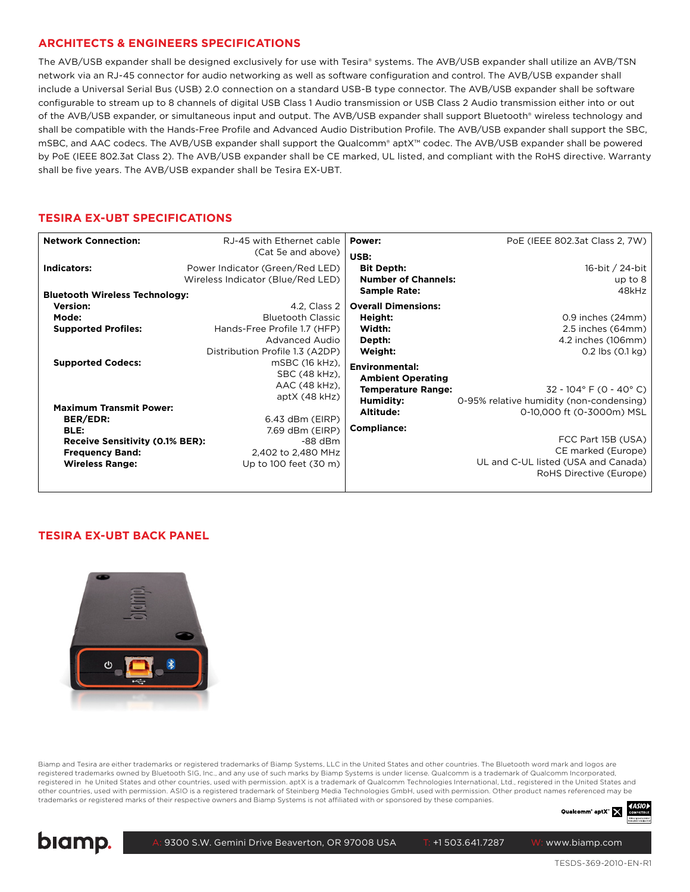## ARCHITECTS & ENGINEERS SPECIFICATIONS

The AVB/USB expander shall be designed exclusively for use with Tesira® systems. The AVB/USB expander shall utilize an AVB/TSN network via an RJ-45 connector for audio networking as well as software configuration and control. The AVB/USB expander shall include a Universal Serial Bus (USB) 2.0 connection on a standard USB-B type connector. The AVB/USB expander shall be software configurable to stream up to 8 channels of digital USB Class 1 Audio transmission or USB Class 2 Audio transmission either into or out of the AVB/USB expander, or simultaneous input and output. The AVB/USB expander shall support Bluetooth® wireless technology and shall be compatible with the Hands-Free Profile and Advanced Audio Distribution Profile. The AVB/USB expander shall support the SBC, mSBC, and AAC codecs. The AVB/USB expander shall support the Qualcomm® aptX™ codec. The AVB/USB expander shall be powered by PoE (IEEE 802.3at Class 2). The AVB/USB expander shall be CE marked, UL listed, and compliant with the RoHS directive. Warranty shall be five years. The AVB/USB expander shall be Tesira EX-UBT.

## TESIRA EX-UBT SPECIFICATIONS

| | |
|---|---|
| **Network Connection:** | RJ-45 with Ethernet cable (Cat 5e and above) |
| **Indicators:** | Power Indicator (Green/Red LED)<br>Wireless Indicator (Blue/Red LED) |
| **Bluetooth Wireless Technology:** | |
| **Version:** | 4.2, Class 2 |
| **Mode:** | Bluetooth Classic |
| **Supported Profiles:** | Hands-Free Profile 1.7 (HFP)<br>Advanced Audio Distribution Profile 1.3 (A2DP) |
| **Supported Codecs:** | mSBC (16 kHz),<br>SBC (48 kHz),<br>AAC (48 kHz),<br>aptX (48 kHz) |
| **Maximum Transmit Power:** | |
| **BER/EDR:** | 6.43 dBm (EIRP) |
| **BLE:** | 7.69 dBm (EIRP) |
| **Receive Sensitivity (0.1% BER):** | -88 dBm |
| **Frequency Band:** | 2,402 to 2,480 MHz |
| **Wireless Range:** | Up to 100 feet (30 m) |
| **Power:** | PoE (IEEE 802.3at Class 2, 7W) |
| **USB:** | |
| **Bit Depth:** | 16-bit / 24-bit |
| **Number of Channels:** | up to 8 |
| **Sample Rate:** | 48kHz |
| **Overall Dimensions:** | |
| **Height:** | 0.9 inches (24mm) |
| **Width:** | 2.5 inches (64mm) |
| **Depth:** | 4.2 inches (106mm) |
| **Weight:** | 0.2 lbs (0.1 kg) |
| **Environmental:** | |
| **Ambient Operating Temperature Range:** | 32 - 104° F (0 - 40° C) |
| **Humidity:** | 0-95% relative humidity (non-condensing) |
| **Altitude:** | 0-10,000 ft (0-3000m) MSL |
| **Compliance:** | FCC Part 15B (USA)<br>CE marked (Europe)<br>UL and C-UL listed (USA and Canada)<br>RoHS Directive (Europe) |

## TESIRA EX-UBT BACK PANEL

Biamp and Tesira are either trademarks or registered trademarks of Biamp Systems, LLC in the United States and other countries. The Bluetooth word mark and logos are registered trademarks owned by Bluetooth SIG, Inc., and any use of such marks by Biamp Systems is under license. Qualcomm is a trademark of Qualcomm Incorporated, registered in he United States and other countries, used with permission. aptX is a trademark of Qualcomm Technologies International, Ltd., registered in the United States and other countries, used with permission. ASIO is a registered trademark of Steinberg Media Technologies GmbH, used with permission. Other product names referenced may be trademarks or registered marks of their respective owners and Biamp Systems is not affiliated with or sponsored by these companies.

A: 9300 S.W. Gemini Drive Beaverton, OR 97008 USA T: +1 503.641.7287 W: www.biamp.com

TESDS-369-2010-EN-R1